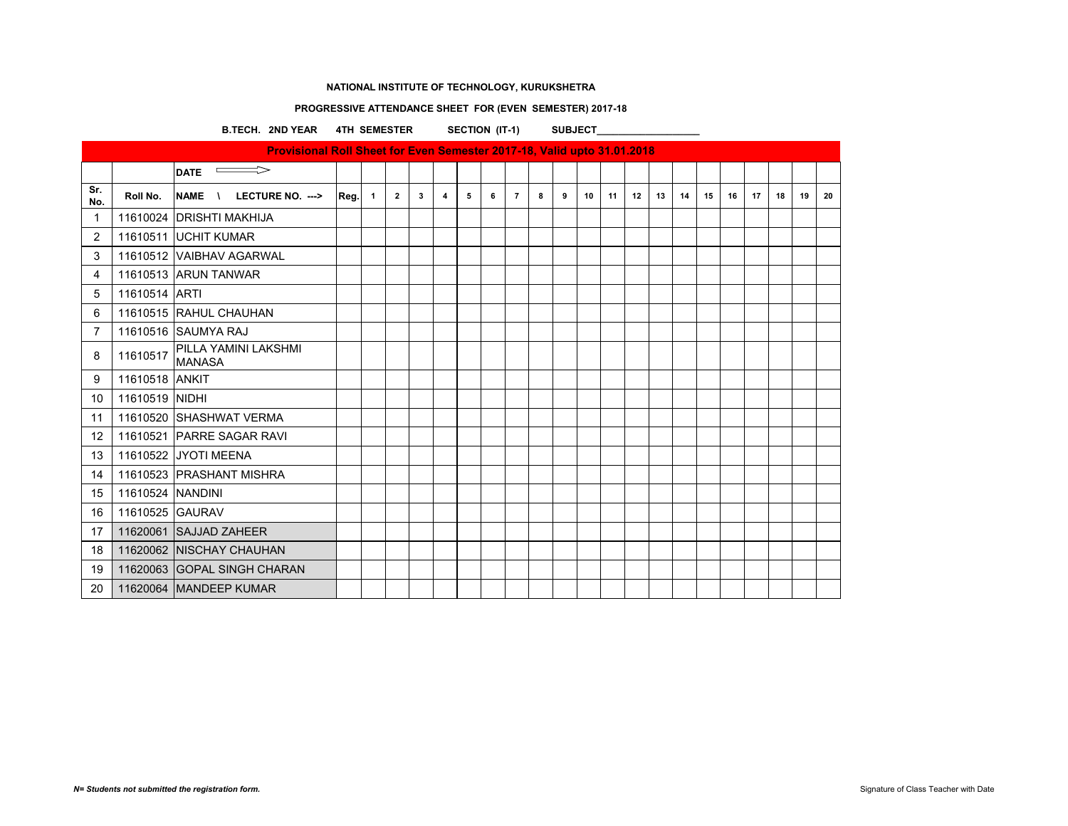**NATIONAL INSTITUTE OF TECHNOLOGY, KURUKSHETRA**

**PROGRESSIVE ATTENDANCE SHEET FOR (EVEN SEMESTER) 2017-18**

**B.TECH. 2ND YEAR 4TH SEMESTER SECTION (IT-1) SUBJECT___________________**

| Provisional Roll Sheet for Even Semester 2017-18, Valid upto 31.01.2018 | | | | | | | | | | | | | | | | | | | | | | | |
|---|---|---|---|---|---|---|---|---|---|---|---|---|---|---|---|---|---|---|---|---|---|---|---|
| | | DATE ⟹ | | | | | | | | | | | | | | | | | | | | | |
| Sr. No. | Roll No. | NAME \ LECTURE NO. ---> | Reg. | 1 | 2 | 3 | 4 | 5 | 6 | 7 | 8 | 9 | 10 | 11 | 12 | 13 | 14 | 15 | 16 | 17 | 18 | 19 | 20 |
| 1 | 11610024 | DRISHTI MAKHIJA | | | | | | | | | | | | | | | | | | | | | |
| 2 | 11610511 | UCHIT KUMAR | | | | | | | | | | | | | | | | | | | | | |
| 3 | 11610512 | VAIBHAV AGARWAL | | | | | | | | | | | | | | | | | | | | | |
| 4 | 11610513 | ARUN TANWAR | | | | | | | | | | | | | | | | | | | | | |
| 5 | 11610514 | ARTI | | | | | | | | | | | | | | | | | | | | | |
| 6 | 11610515 | RAHUL CHAUHAN | | | | | | | | | | | | | | | | | | | | | |
| 7 | 11610516 | SAUMYA RAJ | | | | | | | | | | | | | | | | | | | | | |
| 8 | 11610517 | PILLA YAMINI LAKSHMI MANASA | | | | | | | | | | | | | | | | | | | | | |
| 9 | 11610518 | ANKIT | | | | | | | | | | | | | | | | | | | | | |
| 10 | 11610519 | NIDHI | | | | | | | | | | | | | | | | | | | | | |
| 11 | 11610520 | SHASHWAT VERMA | | | | | | | | | | | | | | | | | | | | | |
| 12 | 11610521 | PARRE SAGAR RAVI | | | | | | | | | | | | | | | | | | | | | |
| 13 | 11610522 | JYOTI MEENA | | | | | | | | | | | | | | | | | | | | | |
| 14 | 11610523 | PRASHANT MISHRA | | | | | | | | | | | | | | | | | | | | | |
| 15 | 11610524 | NANDINI | | | | | | | | | | | | | | | | | | | | | |
| 16 | 11610525 | GAURAV | | | | | | | | | | | | | | | | | | | | | |
| 17 | 11620061 | SAJJAD ZAHEER | | | | | | | | | | | | | | | | | | | | | |
| 18 | 11620062 | NISCHAY CHAUHAN | | | | | | | | | | | | | | | | | | | | | |
| 19 | 11620063 | GOPAL SINGH CHARAN | | | | | | | | | | | | | | | | | | | | | |
| 20 | 11620064 | MANDEEP KUMAR | | | | | | | | | | | | | | | | | | | | | |

***N= Students not submitted the registration form.***

Signature of Class Teacher with Date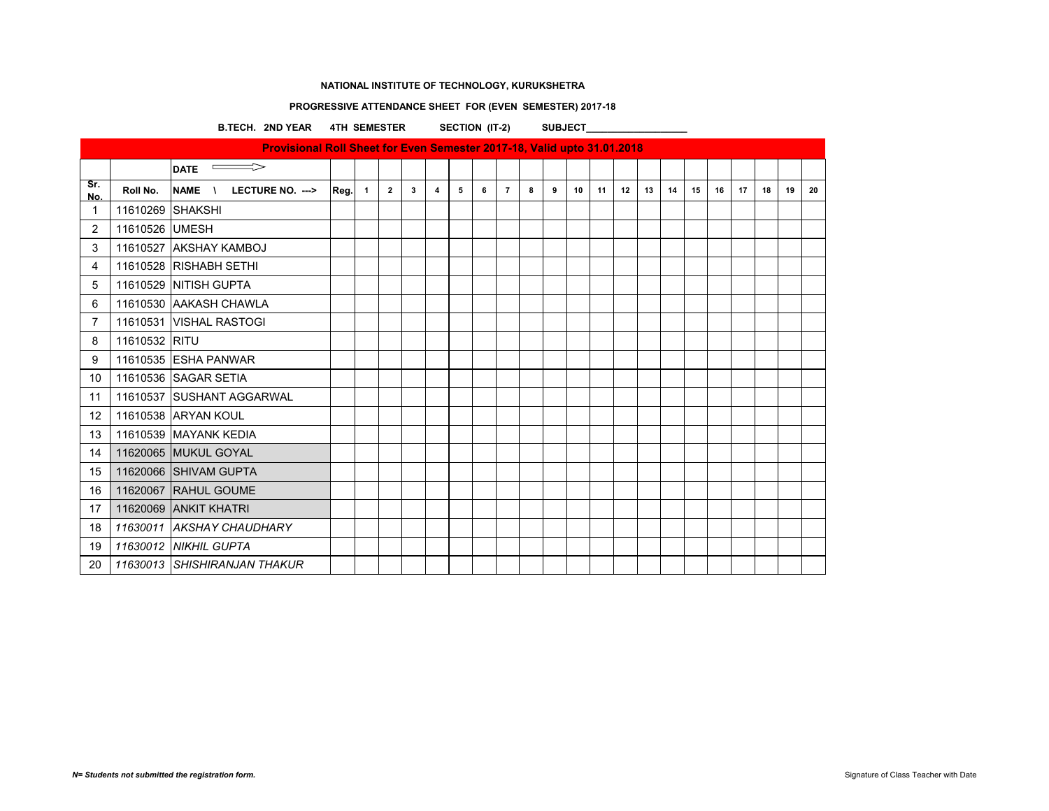**NATIONAL INSTITUTE OF TECHNOLOGY, KURUKSHETRA**

**PROGRESSIVE ATTENDANCE SHEET FOR (EVEN SEMESTER) 2017-18**

**B.TECH. 2ND YEAR 4TH SEMESTER SECTION (IT-2) SUBJECT___________________**

**Provisional Roll Sheet for Even Semester 2017-18, Valid upto 31.01.2018**

| | | DATE ⟹ | | | | | | | | | | | | | | | | | | | | | |
|---|---|---|---|---|---|---|---|---|---|---|---|---|---|---|---|---|---|---|---|---|---|---|---|
| Sr. No. | Roll No. | NAME \ LECTURE NO. ---> | Reg. | 1 | 2 | 3 | 4 | 5 | 6 | 7 | 8 | 9 | 10 | 11 | 12 | 13 | 14 | 15 | 16 | 17 | 18 | 19 | 20 |
| 1 | 11610269 | SHAKSHI | | | | | | | | | | | | | | | | | | | | | |
| 2 | 11610526 | UMESH | | | | | | | | | | | | | | | | | | | | | |
| 3 | 11610527 | AKSHAY KAMBOJ | | | | | | | | | | | | | | | | | | | | | |
| 4 | 11610528 | RISHABH SETHI | | | | | | | | | | | | | | | | | | | | | |
| 5 | 11610529 | NITISH GUPTA | | | | | | | | | | | | | | | | | | | | | |
| 6 | 11610530 | AAKASH CHAWLA | | | | | | | | | | | | | | | | | | | | | |
| 7 | 11610531 | VISHAL RASTOGI | | | | | | | | | | | | | | | | | | | | | |
| 8 | 11610532 | RITU | | | | | | | | | | | | | | | | | | | | | |
| 9 | 11610535 | ESHA PANWAR | | | | | | | | | | | | | | | | | | | | | |
| 10 | 11610536 | SAGAR SETIA | | | | | | | | | | | | | | | | | | | | | |
| 11 | 11610537 | SUSHANT AGGARWAL | | | | | | | | | | | | | | | | | | | | | |
| 12 | 11610538 | ARYAN KOUL | | | | | | | | | | | | | | | | | | | | | |
| 13 | 11610539 | MAYANK KEDIA | | | | | | | | | | | | | | | | | | | | | |
| 14 | 11620065 | MUKUL GOYAL | | | | | | | | | | | | | | | | | | | | | |
| 15 | 11620066 | SHIVAM GUPTA | | | | | | | | | | | | | | | | | | | | | |
| 16 | 11620067 | RAHUL GOUME | | | | | | | | | | | | | | | | | | | | | |
| 17 | 11620069 | ANKIT KHATRI | | | | | | | | | | | | | | | | | | | | | |
| 18 | *11630011* | *AKSHAY CHAUDHARY* | | | | | | | | | | | | | | | | | | | | | |
| 19 | *11630012* | *NIKHIL GUPTA* | | | | | | | | | | | | | | | | | | | | | |
| 20 | *11630013* | *SHISHIRANJAN THAKUR* | | | | | | | | | | | | | | | | | | | | | |

***N= Students not submitted the registration form.***

Signature of Class Teacher with Date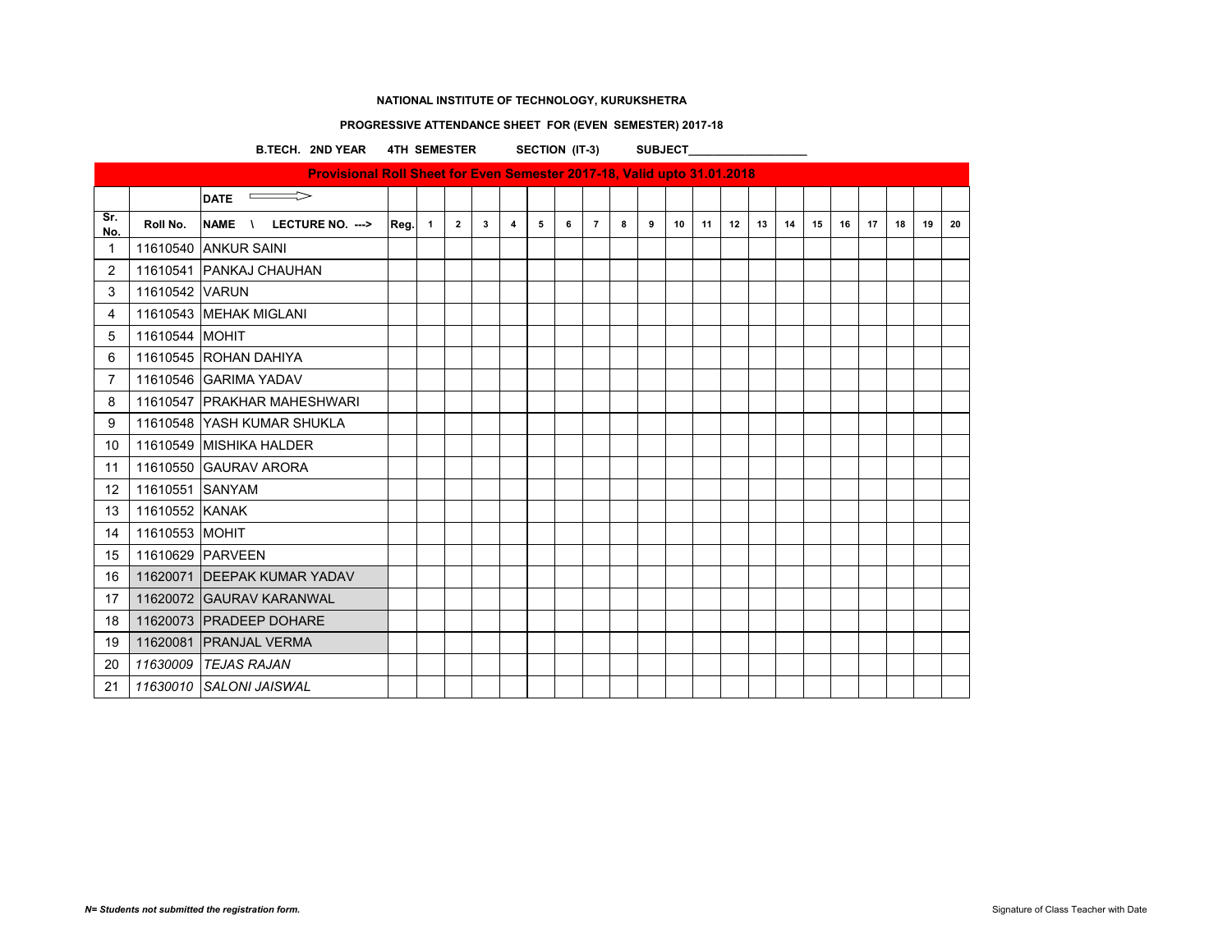**NATIONAL INSTITUTE OF TECHNOLOGY, KURUKSHETRA**

**PROGRESSIVE ATTENDANCE SHEET FOR (EVEN SEMESTER) 2017-18**

**B.TECH. 2ND YEAR 4TH SEMESTER SECTION (IT-3) SUBJECT___________________**

**Provisional Roll Sheet for Even Semester 2017-18, Valid upto 31.01.2018**

| | | DATE ⟹ | | | | | | | | | | | | | | | | | | | | | |
|---|---|---|---|---|---|---|---|---|---|---|---|---|---|---|---|---|---|---|---|---|---|---|---|
| Sr. No. | Roll No. | NAME \ LECTURE NO. ---> | Reg. | 1 | 2 | 3 | 4 | 5 | 6 | 7 | 8 | 9 | 10 | 11 | 12 | 13 | 14 | 15 | 16 | 17 | 18 | 19 | 20 |
| 1 | 11610540 | ANKUR SAINI | | | | | | | | | | | | | | | | | | | | | |
| 2 | 11610541 | PANKAJ CHAUHAN | | | | | | | | | | | | | | | | | | | | | |
| 3 | 11610542 | VARUN | | | | | | | | | | | | | | | | | | | | | |
| 4 | 11610543 | MEHAK MIGLANI | | | | | | | | | | | | | | | | | | | | | |
| 5 | 11610544 | MOHIT | | | | | | | | | | | | | | | | | | | | | |
| 6 | 11610545 | ROHAN DAHIYA | | | | | | | | | | | | | | | | | | | | | |
| 7 | 11610546 | GARIMA YADAV | | | | | | | | | | | | | | | | | | | | | |
| 8 | 11610547 | PRAKHAR MAHESHWARI | | | | | | | | | | | | | | | | | | | | | |
| 9 | 11610548 | YASH KUMAR SHUKLA | | | | | | | | | | | | | | | | | | | | | |
| 10 | 11610549 | MISHIKA HALDER | | | | | | | | | | | | | | | | | | | | | |
| 11 | 11610550 | GAURAV ARORA | | | | | | | | | | | | | | | | | | | | | |
| 12 | 11610551 | SANYAM | | | | | | | | | | | | | | | | | | | | | |
| 13 | 11610552 | KANAK | | | | | | | | | | | | | | | | | | | | | |
| 14 | 11610553 | MOHIT | | | | | | | | | | | | | | | | | | | | | |
| 15 | 11610629 | PARVEEN | | | | | | | | | | | | | | | | | | | | | |
| 16 | 11620071 | DEEPAK KUMAR YADAV | | | | | | | | | | | | | | | | | | | | | |
| 17 | 11620072 | GAURAV KARANWAL | | | | | | | | | | | | | | | | | | | | | |
| 18 | 11620073 | PRADEEP DOHARE | | | | | | | | | | | | | | | | | | | | | |
| 19 | 11620081 | PRANJAL VERMA | | | | | | | | | | | | | | | | | | | | | |
| 20 | *11630009* | *TEJAS RAJAN* | | | | | | | | | | | | | | | | | | | | | |
| 21 | *11630010* | *SALONI JAISWAL* | | | | | | | | | | | | | | | | | | | | | |

***N= Students not submitted the registration form.***

Signature of Class Teacher with Date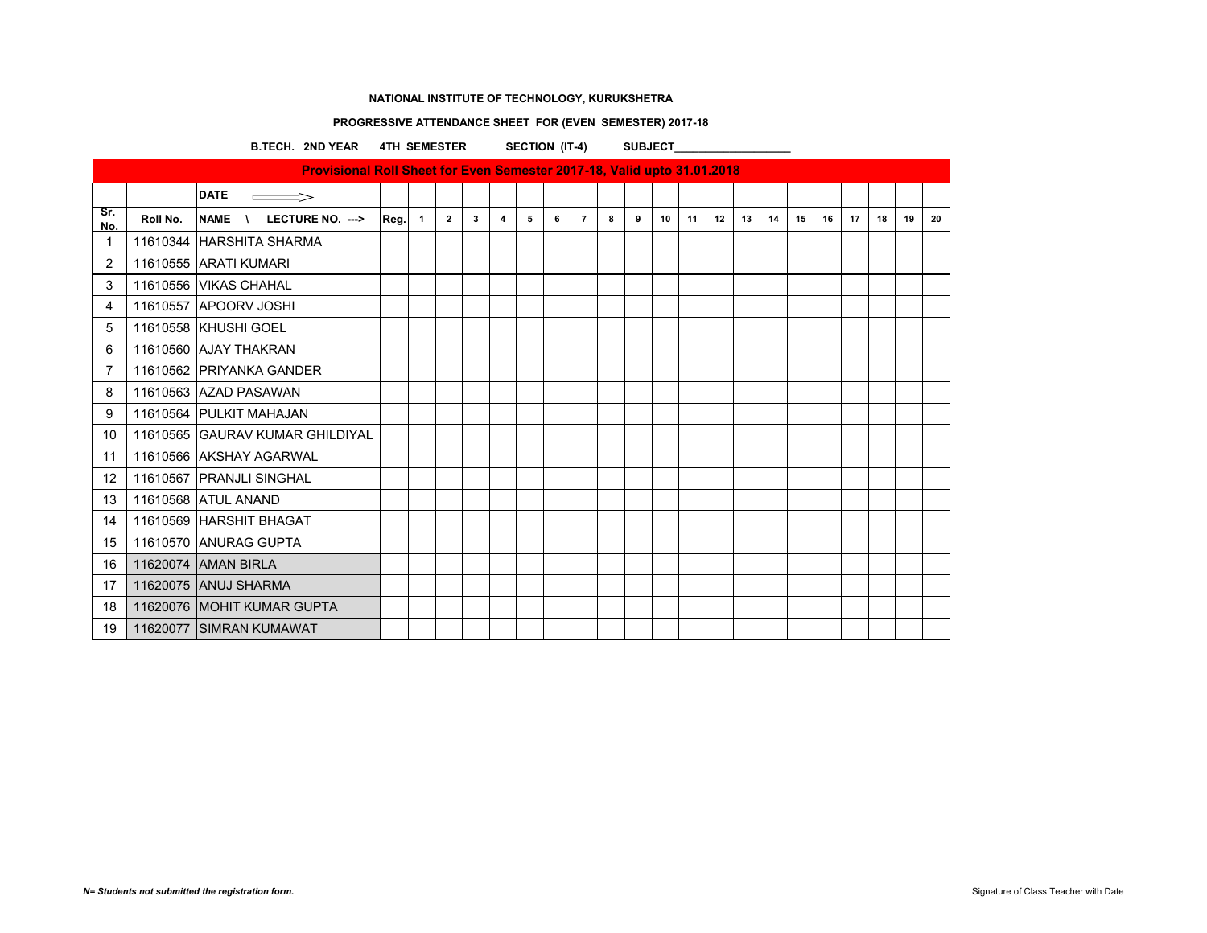**NATIONAL INSTITUTE OF TECHNOLOGY, KURUKSHETRA**

**PROGRESSIVE ATTENDANCE SHEET FOR (EVEN SEMESTER) 2017-18**

**B.TECH. 2ND YEAR 4TH SEMESTER SECTION (IT-4) SUBJECT___________________**

**Provisional Roll Sheet for Even Semester 2017-18, Valid upto 31.01.2018**

| | | DATE ⟹ | | | | | | | | | | | | | | | | | | | | | |
|---|---|---|---|---|---|---|---|---|---|---|---|---|---|---|---|---|---|---|---|---|---|---|---|
| Sr. No. | Roll No. | NAME \ LECTURE NO. ---> | Reg. | 1 | 2 | 3 | 4 | 5 | 6 | 7 | 8 | 9 | 10 | 11 | 12 | 13 | 14 | 15 | 16 | 17 | 18 | 19 | 20 |
| 1 | 11610344 | HARSHITA SHARMA | | | | | | | | | | | | | | | | | | | | | |
| 2 | 11610555 | ARATI KUMARI | | | | | | | | | | | | | | | | | | | | | |
| 3 | 11610556 | VIKAS CHAHAL | | | | | | | | | | | | | | | | | | | | | |
| 4 | 11610557 | APOORV JOSHI | | | | | | | | | | | | | | | | | | | | | |
| 5 | 11610558 | KHUSHI GOEL | | | | | | | | | | | | | | | | | | | | | |
| 6 | 11610560 | AJAY THAKRAN | | | | | | | | | | | | | | | | | | | | | |
| 7 | 11610562 | PRIYANKA GANDER | | | | | | | | | | | | | | | | | | | | | |
| 8 | 11610563 | AZAD PASAWAN | | | | | | | | | | | | | | | | | | | | | |
| 9 | 11610564 | PULKIT MAHAJAN | | | | | | | | | | | | | | | | | | | | | |
| 10 | 11610565 | GAURAV KUMAR GHILDIYAL | | | | | | | | | | | | | | | | | | | | | |
| 11 | 11610566 | AKSHAY AGARWAL | | | | | | | | | | | | | | | | | | | | | |
| 12 | 11610567 | PRANJLI SINGHAL | | | | | | | | | | | | | | | | | | | | | |
| 13 | 11610568 | ATUL ANAND | | | | | | | | | | | | | | | | | | | | | |
| 14 | 11610569 | HARSHIT BHAGAT | | | | | | | | | | | | | | | | | | | | | |
| 15 | 11610570 | ANURAG GUPTA | | | | | | | | | | | | | | | | | | | | | |
| 16 | 11620074 | AMAN BIRLA | | | | | | | | | | | | | | | | | | | | | |
| 17 | 11620075 | ANUJ SHARMA | | | | | | | | | | | | | | | | | | | | | |
| 18 | 11620076 | MOHIT KUMAR GUPTA | | | | | | | | | | | | | | | | | | | | | |
| 19 | 11620077 | SIMRAN KUMAWAT | | | | | | | | | | | | | | | | | | | | | |

***N= Students not submitted the registration form.***

Signature of Class Teacher with Date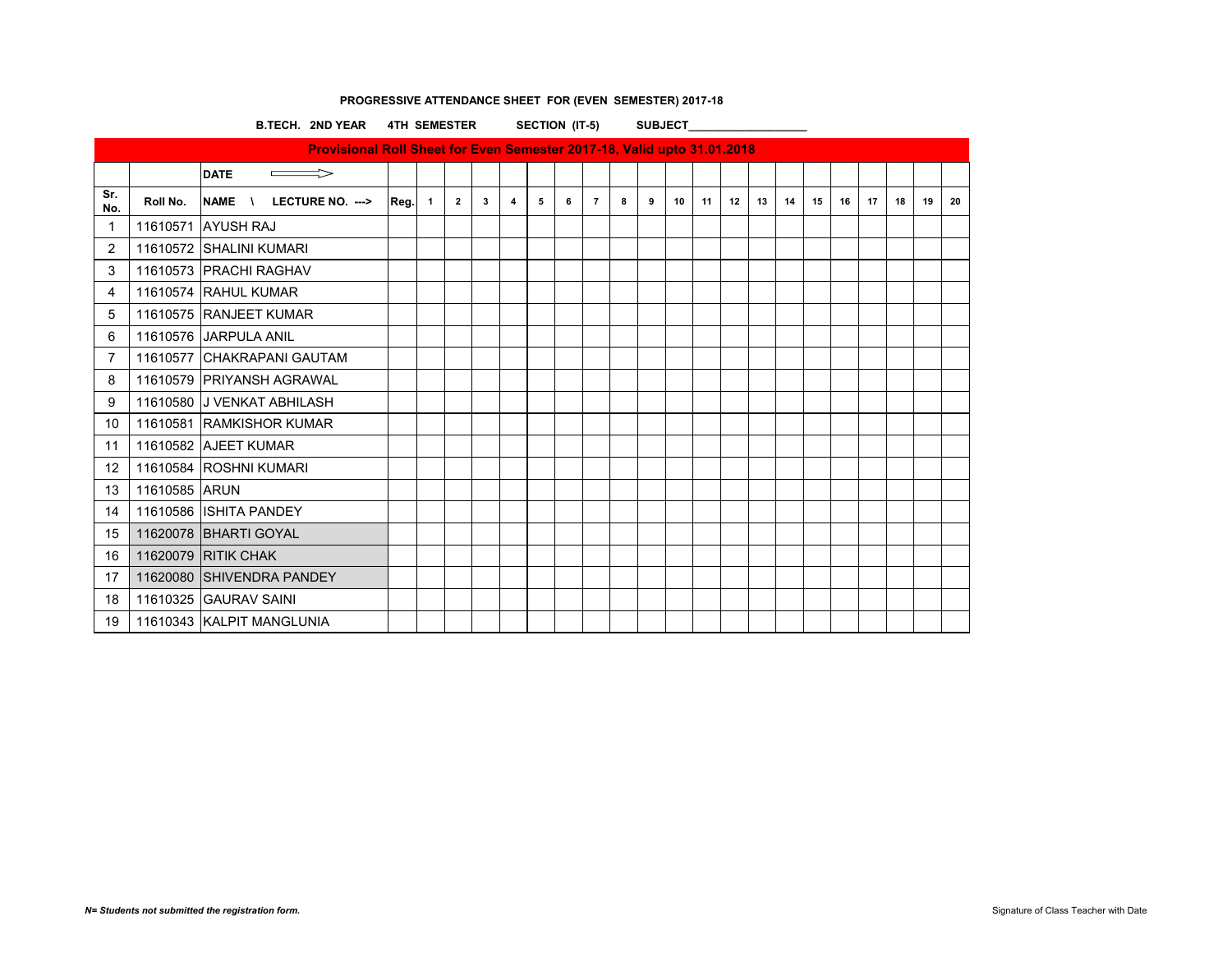**PROGRESSIVE ATTENDANCE SHEET FOR (EVEN SEMESTER) 2017-18**

**B.TECH. 2ND YEAR 4TH SEMESTER SECTION (IT-5) SUBJECT___________________**

| Provisional Roll Sheet for Even Semester 2017-18, Valid upto 31.01.2018 | | | | | | | | | | | | | | | | | | | | | | | |
|---|---|---|---|---|---|---|---|---|---|---|---|---|---|---|---|---|---|---|---|---|---|---|---|
| | | **DATE** ⟹ | | | | | | | | | | | | | | | | | | | | | |
| **Sr. No.** | **Roll No.** | **NAME \ LECTURE NO. --->** | **Reg.** | **1** | **2** | **3** | **4** | **5** | **6** | **7** | **8** | **9** | **10** | **11** | **12** | **13** | **14** | **15** | **16** | **17** | **18** | **19** | **20** |
| 1 | 11610571 | AYUSH RAJ | | | | | | | | | | | | | | | | | | | | | |
| 2 | 11610572 | SHALINI KUMARI | | | | | | | | | | | | | | | | | | | | | |
| 3 | 11610573 | PRACHI RAGHAV | | | | | | | | | | | | | | | | | | | | | |
| 4 | 11610574 | RAHUL KUMAR | | | | | | | | | | | | | | | | | | | | | |
| 5 | 11610575 | RANJEET KUMAR | | | | | | | | | | | | | | | | | | | | | |
| 6 | 11610576 | JARPULA ANIL | | | | | | | | | | | | | | | | | | | | | |
| 7 | 11610577 | CHAKRAPANI GAUTAM | | | | | | | | | | | | | | | | | | | | | |
| 8 | 11610579 | PRIYANSH AGRAWAL | | | | | | | | | | | | | | | | | | | | | |
| 9 | 11610580 | J VENKAT ABHILASH | | | | | | | | | | | | | | | | | | | | | |
| 10 | 11610581 | RAMKISHOR KUMAR | | | | | | | | | | | | | | | | | | | | | |
| 11 | 11610582 | AJEET KUMAR | | | | | | | | | | | | | | | | | | | | | |
| 12 | 11610584 | ROSHNI KUMARI | | | | | | | | | | | | | | | | | | | | | |
| 13 | 11610585 | ARUN | | | | | | | | | | | | | | | | | | | | | |
| 14 | 11610586 | ISHITA PANDEY | | | | | | | | | | | | | | | | | | | | | |
| 15 | 11620078 | BHARTI GOYAL | | | | | | | | | | | | | | | | | | | | | |
| 16 | 11620079 | RITIK CHAK | | | | | | | | | | | | | | | | | | | | | |
| 17 | 11620080 | SHIVENDRA PANDEY | | | | | | | | | | | | | | | | | | | | | |
| 18 | 11610325 | GAURAV SAINI | | | | | | | | | | | | | | | | | | | | | |
| 19 | 11610343 | KALPIT MANGLUNIA | | | | | | | | | | | | | | | | | | | | | |

***N= Students not submitted the registration form.***

Signature of Class Teacher with Date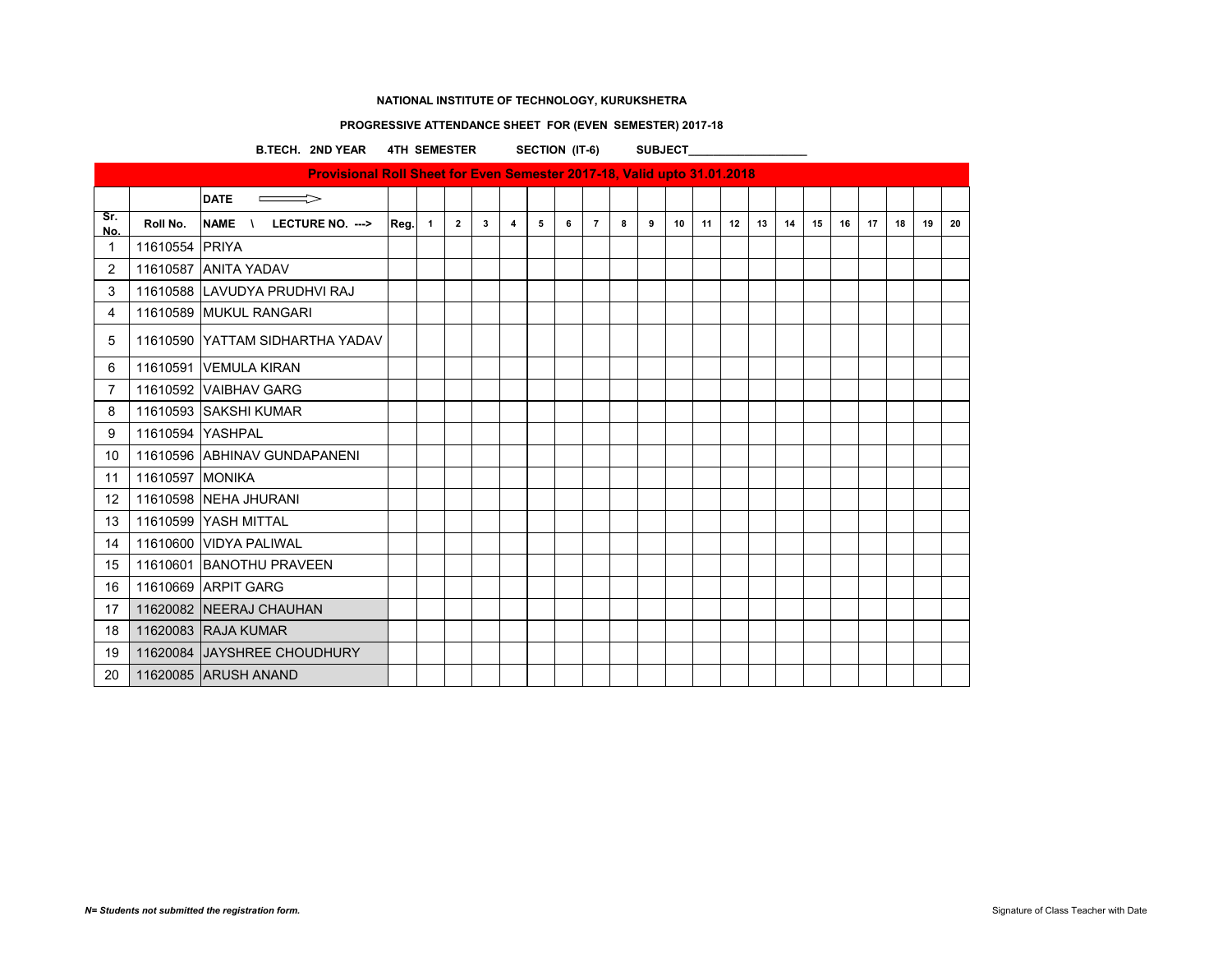**NATIONAL INSTITUTE OF TECHNOLOGY, KURUKSHETRA**

**PROGRESSIVE ATTENDANCE SHEET FOR (EVEN SEMESTER) 2017-18**

**B.TECH. 2ND YEAR 4TH SEMESTER SECTION (IT-6) SUBJECT___________________**

**Provisional Roll Sheet for Even Semester 2017-18, Valid upto 31.01.2018**

| | | DATE ⟹ | | | | | | | | | | | | | | | | | | | | | |
|---|---|---|---|---|---|---|---|---|---|---|---|---|---|---|---|---|---|---|---|---|---|---|---|
| Sr. No. | Roll No. | NAME \ LECTURE NO. ---> | Reg. | 1 | 2 | 3 | 4 | 5 | 6 | 7 | 8 | 9 | 10 | 11 | 12 | 13 | 14 | 15 | 16 | 17 | 18 | 19 | 20 |
| 1 | 11610554 | PRIYA | | | | | | | | | | | | | | | | | | | | | |
| 2 | 11610587 | ANITA YADAV | | | | | | | | | | | | | | | | | | | | | |
| 3 | 11610588 | LAVUDYA PRUDHVI RAJ | | | | | | | | | | | | | | | | | | | | | |
| 4 | 11610589 | MUKUL RANGARI | | | | | | | | | | | | | | | | | | | | | |
| 5 | 11610590 | YATTAM SIDHARTHA YADAV | | | | | | | | | | | | | | | | | | | | | |
| 6 | 11610591 | VEMULA KIRAN | | | | | | | | | | | | | | | | | | | | | |
| 7 | 11610592 | VAIBHAV GARG | | | | | | | | | | | | | | | | | | | | | |
| 8 | 11610593 | SAKSHI KUMAR | | | | | | | | | | | | | | | | | | | | | |
| 9 | 11610594 | YASHPAL | | | | | | | | | | | | | | | | | | | | | |
| 10 | 11610596 | ABHINAV GUNDAPANENI | | | | | | | | | | | | | | | | | | | | | |
| 11 | 11610597 | MONIKA | | | | | | | | | | | | | | | | | | | | | |
| 12 | 11610598 | NEHA JHURANI | | | | | | | | | | | | | | | | | | | | | |
| 13 | 11610599 | YASH MITTAL | | | | | | | | | | | | | | | | | | | | | |
| 14 | 11610600 | VIDYA PALIWAL | | | | | | | | | | | | | | | | | | | | | |
| 15 | 11610601 | BANOTHU PRAVEEN | | | | | | | | | | | | | | | | | | | | | |
| 16 | 11610669 | ARPIT GARG | | | | | | | | | | | | | | | | | | | | | |
| 17 | 11620082 | NEERAJ CHAUHAN | | | | | | | | | | | | | | | | | | | | | |
| 18 | 11620083 | RAJA KUMAR | | | | | | | | | | | | | | | | | | | | | |
| 19 | 11620084 | JAYSHREE CHOUDHURY | | | | | | | | | | | | | | | | | | | | | |
| 20 | 11620085 | ARUSH ANAND | | | | | | | | | | | | | | | | | | | | | |

***N= Students not submitted the registration form.***

Signature of Class Teacher with Date